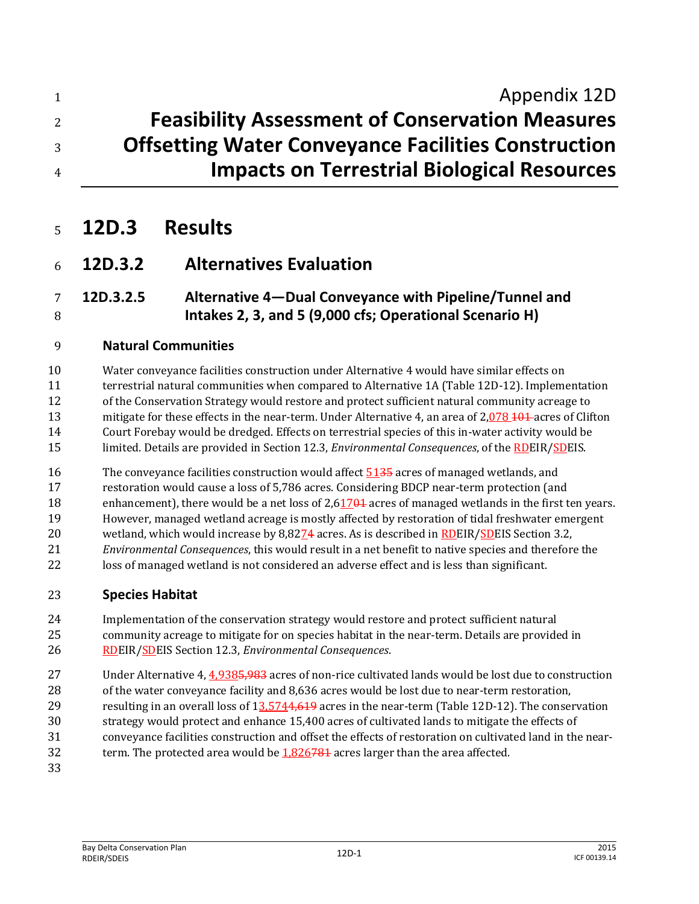# Appendix 12D
# Feasibility Assessment of Conservation Measures Offsetting Water Conveyance Facilities Construction Impacts on Terrestrial Biological Resources

# 12D.3 Results

## 12D.3.2 Alternatives Evaluation

### 12D.3.2.5 Alternative 4—Dual Conveyance with Pipeline/Tunnel and Intakes 2, 3, and 5 (9,000 cfs; Operational Scenario H)

#### Natural Communities

Water conveyance facilities construction under Alternative 4 would have similar effects on terrestrial natural communities when compared to Alternative 1A (Table 12D-12). Implementation of the Conservation Strategy would restore and protect sufficient natural community acreage to mitigate for these effects in the near-term. Under Alternative 4, an area of 2,078 ~~101~~ acres of Clifton Court Forebay would be dredged. Effects on terrestrial species of this in-water activity would be limited. Details are provided in Section 12.3, *Environmental Consequences*, of the RDEIR/SDEIS.

The conveyance facilities construction would affect 51~~35~~ acres of managed wetlands, and restoration would cause a loss of 5,786 acres. Considering BDCP near-term protection (and enhancement), there would be a net loss of 2,617~~01~~ acres of managed wetlands in the first ten years. However, managed wetland acreage is mostly affected by restoration of tidal freshwater emergent wetland, which would increase by 8,827~~4~~ acres. As is described in RDEIR/SDEIS Section 3.2, *Environmental Consequences*, this would result in a net benefit to native species and therefore the loss of managed wetland is not considered an adverse effect and is less than significant.

#### Species Habitat

Implementation of the conservation strategy would restore and protect sufficient natural community acreage to mitigate for on species habitat in the near-term. Details are provided in RDEIR/SDEIS Section 12.3, *Environmental Consequences*.

Under Alternative 4, 4,938~~5,983~~ acres of non-rice cultivated lands would be lost due to construction of the water conveyance facility and 8,636 acres would be lost due to near-term restoration, resulting in an overall loss of 13,574~~4,619~~ acres in the near-term (Table 12D-12). The conservation strategy would protect and enhance 15,400 acres of cultivated lands to mitigate the effects of conveyance facilities construction and offset the effects of restoration on cultivated land in the near-term. The protected area would be 1,826~~781~~ acres larger than the area affected.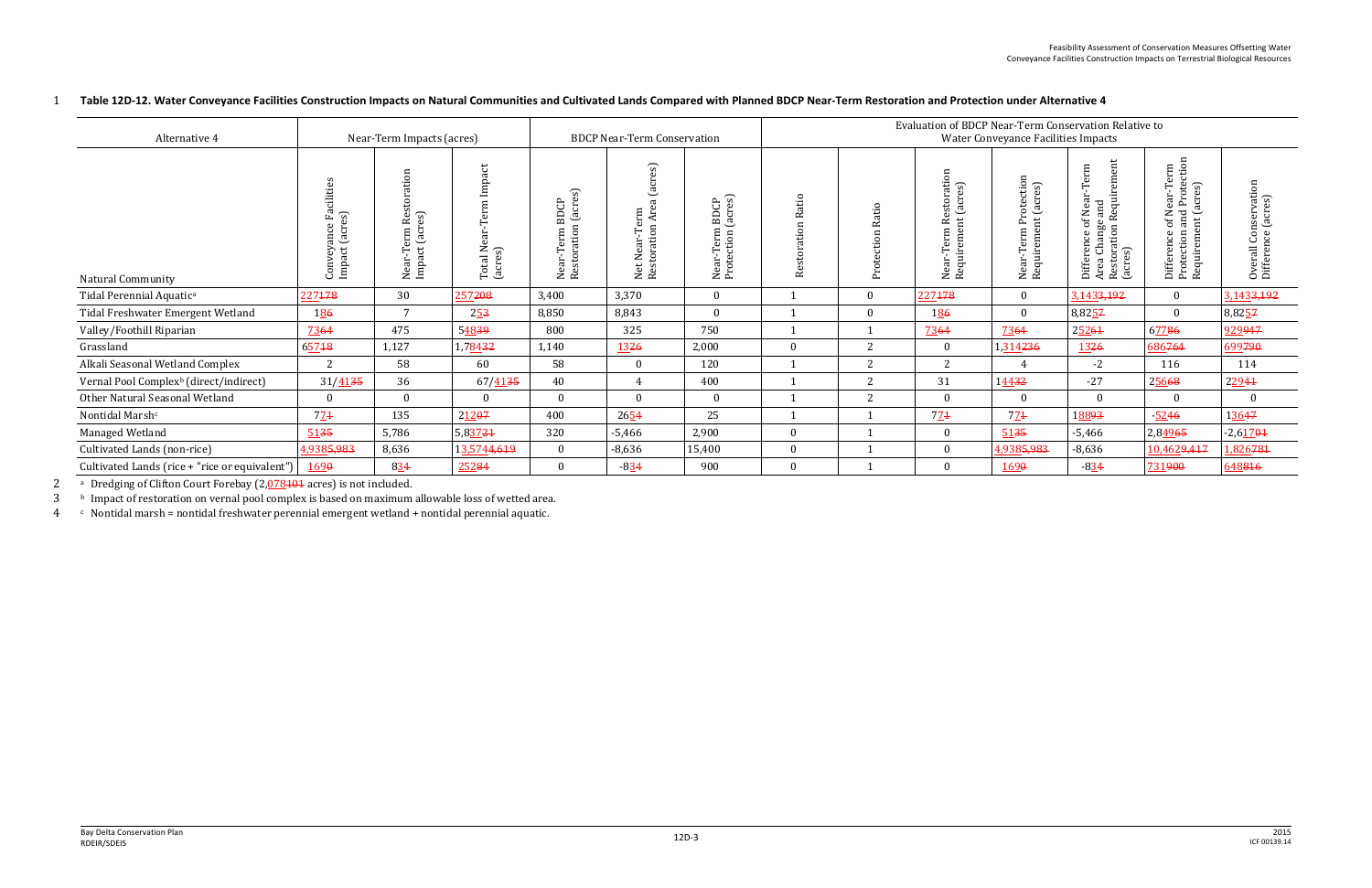**Table 12D-12. Water Conveyance Facilities Construction Impacts on Natural Communities and Cultivated Lands Compared with Planned BDCP Near-Term Restoration and Protection under Alternative 4**

| Alternative 4 | Near-Term Impacts (acres) | | | BDCP Near-Term Conservation | | | Evaluation of BDCP Near-Term Conservation Relative to Water Conveyance Facilities Impacts | | | | | | |
|---|---|---|---|---|---|---|---|---|---|---|---|---|---|
| Natural Community | Conveyance Facilities Impact (acres) | Near-Term Restoration Impact (acres) | Total Near-Term Impact (acres) | Near-Term BDCP Restoration (acres) | Net Near-Term Restoration Area (acres) | Near-Term BDCP Protection (acres) | Restoration Ratio | Protection Ratio | Near-Term Restoration Requirement (acres) | Near-Term Protection Requirement (acres) | Difference of Near-Term Area Change and Restoration Requirement (acres) | Difference of Near-Term Protection and Protection Requirement (acres) | Overall Conservation Difference (acres) |
| Tidal Perennial Aquatic[a] | 227178 | 30 | 257208 | 3,400 | 3,370 | 0 | 1 | 0 | 227178 | 0 | 3,1433,192 | 0 | 3,1433,192 |
| Tidal Freshwater Emergent Wetland | 186 | 7 | 253 | 8,850 | 8,843 | 0 | 1 | 0 | 186 | 0 | 8,8257 | 0 | 8,8257 |
| Valley/Foothill Riparian | 7364 | 475 | 54839 | 800 | 325 | 750 | 1 | 1 | 7364 | 7364 | 25261 | 67786 | 929947 |
| Grassland | 65718 | 1,127 | 1,78432 | 1,140 | 1326 | 2,000 | 0 | 2 | 0 | 1,314236 | 1326 | 686764 | 699790 |
| Alkali Seasonal Wetland Complex | 2 | 58 | 60 | 58 | 0 | 120 | 1 | 2 | 2 | 4 | -2 | 116 | 114 |
| Vernal Pool Complex[b] (direct/indirect) | 31/4135 | 36 | 67/4135 | 40 | 4 | 400 | 1 | 2 | 31 | 14432 | -27 | 25668 | 22941 |
| Other Natural Seasonal Wetland | 0 | 0 | 0 | 0 | 0 | 0 | 1 | 2 | 0 | 0 | 0 | 0 | 0 |
| Nontidal Marsh[c] | 771 | 135 | 21207 | 400 | 2654 | 25 | 1 | 1 | 771 | 771 | 18893 | -5246 | 13647 |
| Managed Wetland | 5135 | 5,786 | 5,83721 | 320 | -5,466 | 2,900 | 0 | 1 | 0 | 5135 | -5,466 | 2,84965 | -2,61701 |
| Cultivated Lands (non-rice) | 4,9385,983 | 8,636 | 13,5744,619 | 0 | -8,636 | 15,400 | 0 | 1 | 0 | 4,9385,983 | -8,636 | 10,4629,417 | 1,826781 |
| Cultivated Lands (rice + "rice or equivalent") | 1690 | 834 | 25284 | 0 | -834 | 900 | 0 | 1 | 0 | 1690 | -834 | 731900 | 648816 |

[a] Dredging of Clifton Court Forebay (2,078101 acres) is not included.

[b] Impact of restoration on vernal pool complex is based on maximum allowable loss of wetted area.

[c] Nontidal marsh = nontidal freshwater perennial emergent wetland + nontidal perennial aquatic.